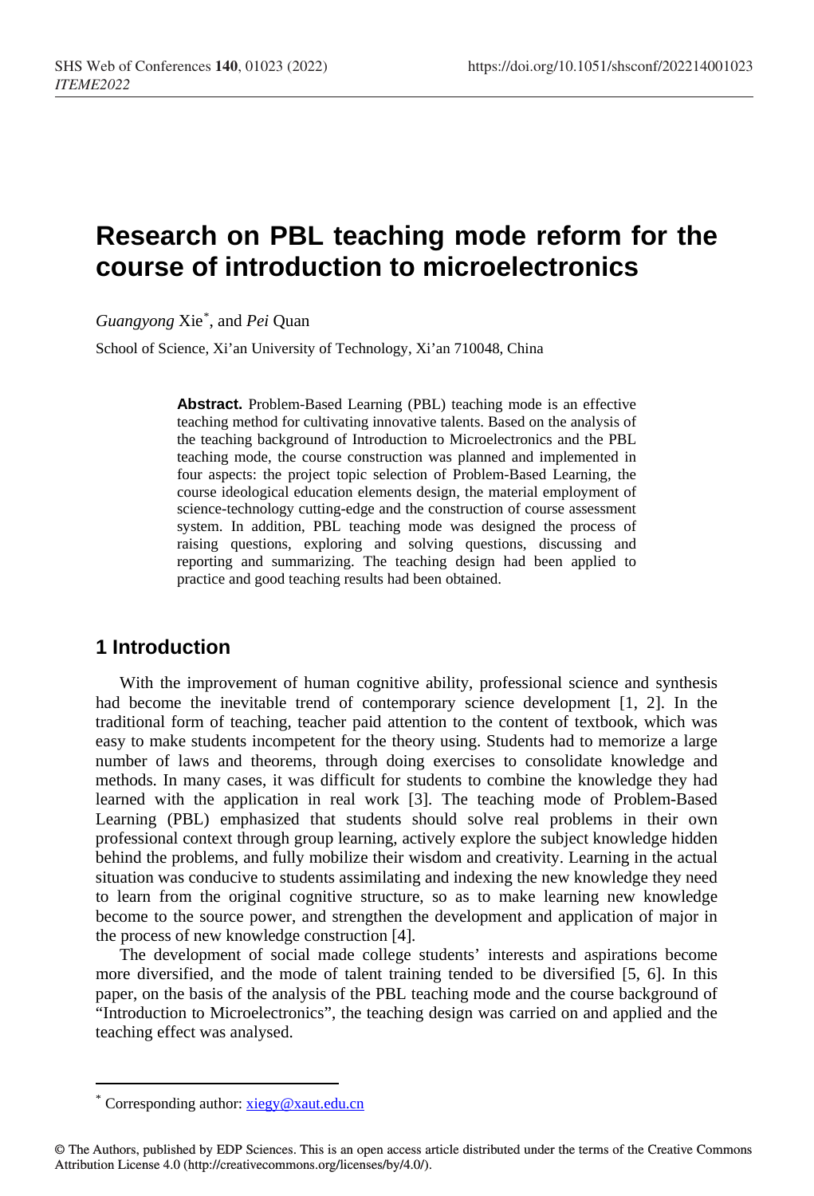# Research on PBL teaching mode reform for the course of introduction to microelectronics

*Guangyong* Xie*, and *Pei* Quan

School of Science, Xi'an University of Technology, Xi'an 710048, China

**Abstract.** Problem-Based Learning (PBL) teaching mode is an effective teaching method for cultivating innovative talents. Based on the analysis of the teaching background of Introduction to Microelectronics and the PBL teaching mode, the course construction was planned and implemented in four aspects: the project topic selection of Problem-Based Learning, the course ideological education elements design, the material employment of science-technology cutting-edge and the construction of course assessment system. In addition, PBL teaching mode was designed the process of raising questions, exploring and solving questions, discussing and reporting and summarizing. The teaching design had been applied to practice and good teaching results had been obtained.

## 1 Introduction

With the improvement of human cognitive ability, professional science and synthesis had become the inevitable trend of contemporary science development [1, 2]. In the traditional form of teaching, teacher paid attention to the content of textbook, which was easy to make students incompetent for the theory using. Students had to memorize a large number of laws and theorems, through doing exercises to consolidate knowledge and methods. In many cases, it was difficult for students to combine the knowledge they had learned with the application in real work [3]. The teaching mode of Problem-Based Learning (PBL) emphasized that students should solve real problems in their own professional context through group learning, actively explore the subject knowledge hidden behind the problems, and fully mobilize their wisdom and creativity. Learning in the actual situation was conducive to students assimilating and indexing the new knowledge they need to learn from the original cognitive structure, so as to make learning new knowledge become to the source power, and strengthen the development and application of major in the process of new knowledge construction [4].

The development of social made college students' interests and aspirations become more diversified, and the mode of talent training tended to be diversified [5, 6]. In this paper, on the basis of the analysis of the PBL teaching mode and the course background of "Introduction to Microelectronics", the teaching design was carried on and applied and the teaching effect was analysed.

* Corresponding author: xiegy@xaut.edu.cn

© The Authors, published by EDP Sciences. This is an open access article distributed under the terms of the Creative Commons Attribution License 4.0 (http://creativecommons.org/licenses/by/4.0/).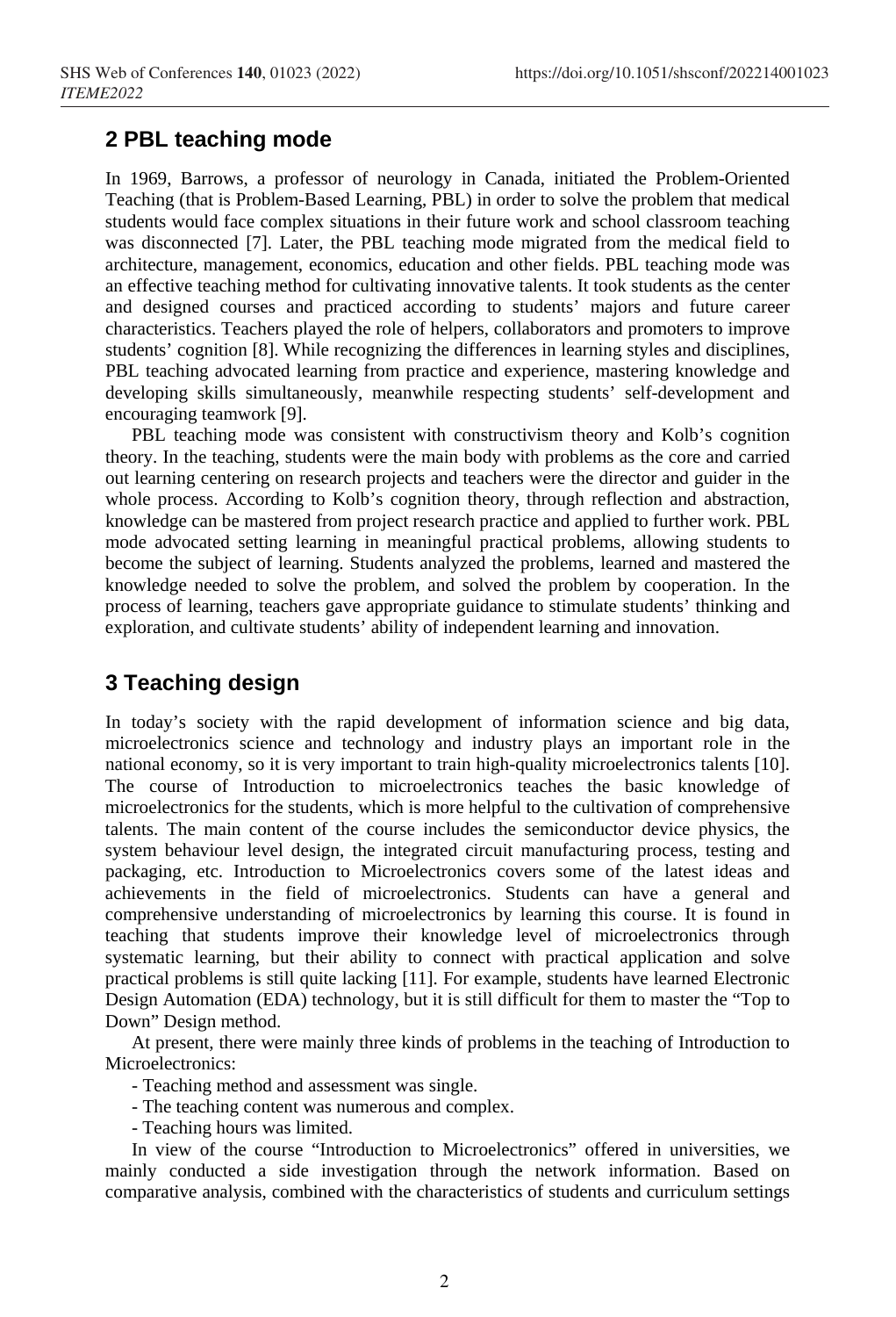## 2 PBL teaching mode

In 1969, Barrows, a professor of neurology in Canada, initiated the Problem-Oriented Teaching (that is Problem-Based Learning, PBL) in order to solve the problem that medical students would face complex situations in their future work and school classroom teaching was disconnected [7]. Later, the PBL teaching mode migrated from the medical field to architecture, management, economics, education and other fields. PBL teaching mode was an effective teaching method for cultivating innovative talents. It took students as the center and designed courses and practiced according to students' majors and future career characteristics. Teachers played the role of helpers, collaborators and promoters to improve students' cognition [8]. While recognizing the differences in learning styles and disciplines, PBL teaching advocated learning from practice and experience, mastering knowledge and developing skills simultaneously, meanwhile respecting students' self-development and encouraging teamwork [9].

PBL teaching mode was consistent with constructivism theory and Kolb's cognition theory. In the teaching, students were the main body with problems as the core and carried out learning centering on research projects and teachers were the director and guider in the whole process. According to Kolb's cognition theory, through reflection and abstraction, knowledge can be mastered from project research practice and applied to further work. PBL mode advocated setting learning in meaningful practical problems, allowing students to become the subject of learning. Students analyzed the problems, learned and mastered the knowledge needed to solve the problem, and solved the problem by cooperation. In the process of learning, teachers gave appropriate guidance to stimulate students' thinking and exploration, and cultivate students' ability of independent learning and innovation.

## 3 Teaching design

In today's society with the rapid development of information science and big data, microelectronics science and technology and industry plays an important role in the national economy, so it is very important to train high-quality microelectronics talents [10]. The course of Introduction to microelectronics teaches the basic knowledge of microelectronics for the students, which is more helpful to the cultivation of comprehensive talents. The main content of the course includes the semiconductor device physics, the system behaviour level design, the integrated circuit manufacturing process, testing and packaging, etc. Introduction to Microelectronics covers some of the latest ideas and achievements in the field of microelectronics. Students can have a general and comprehensive understanding of microelectronics by learning this course. It is found in teaching that students improve their knowledge level of microelectronics through systematic learning, but their ability to connect with practical application and solve practical problems is still quite lacking [11]. For example, students have learned Electronic Design Automation (EDA) technology, but it is still difficult for them to master the "Top to Down" Design method.

At present, there were mainly three kinds of problems in the teaching of Introduction to Microelectronics:

- Teaching method and assessment was single.
- The teaching content was numerous and complex.
- Teaching hours was limited.

In view of the course "Introduction to Microelectronics" offered in universities, we mainly conducted a side investigation through the network information. Based on comparative analysis, combined with the characteristics of students and curriculum settings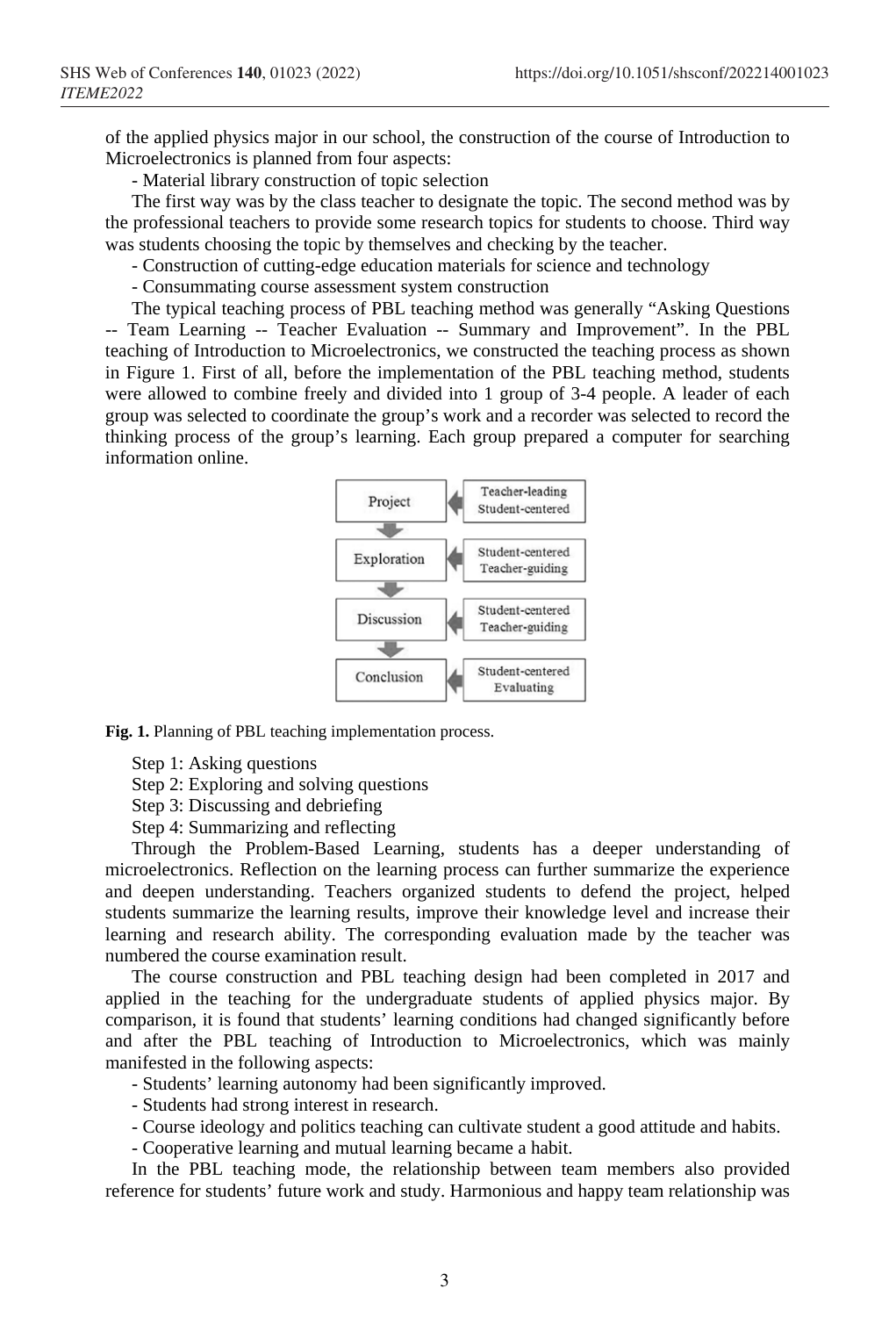of the applied physics major in our school, the construction of the course of Introduction to Microelectronics is planned from four aspects:

- Material library construction of topic selection

The first way was by the class teacher to designate the topic. The second method was by the professional teachers to provide some research topics for students to choose. Third way was students choosing the topic by themselves and checking by the teacher.

- Construction of cutting-edge education materials for science and technology
- Consummating course assessment system construction

The typical teaching process of PBL teaching method was generally "Asking Questions -- Team Learning -- Teacher Evaluation -- Summary and Improvement". In the PBL teaching of Introduction to Microelectronics, we constructed the teaching process as shown in Figure 1. First of all, before the implementation of the PBL teaching method, students were allowed to combine freely and divided into 1 group of 3-4 people. A leader of each group was selected to coordinate the group's work and a recorder was selected to record the thinking process of the group's learning. Each group prepared a computer for searching information online.

| Stage | Role |
| --- | --- |
| Project | Teacher-leading Student-centered |
| Exploration | Student-centered Teacher-guiding |
| Discussion | Student-centered Teacher-guiding |
| Conclusion | Student-centered Evaluating |

**Fig. 1.** Planning of PBL teaching implementation process.

Step 1: Asking questions

Step 2: Exploring and solving questions

Step 3: Discussing and debriefing

Step 4: Summarizing and reflecting

Through the Problem-Based Learning, students has a deeper understanding of microelectronics. Reflection on the learning process can further summarize the experience and deepen understanding. Teachers organized students to defend the project, helped students summarize the learning results, improve their knowledge level and increase their learning and research ability. The corresponding evaluation made by the teacher was numbered the course examination result.

The course construction and PBL teaching design had been completed in 2017 and applied in the teaching for the undergraduate students of applied physics major. By comparison, it is found that students' learning conditions had changed significantly before and after the PBL teaching of Introduction to Microelectronics, which was mainly manifested in the following aspects:

- Students' learning autonomy had been significantly improved.
- Students had strong interest in research.
- Course ideology and politics teaching can cultivate student a good attitude and habits.
- Cooperative learning and mutual learning became a habit.

In the PBL teaching mode, the relationship between team members also provided reference for students' future work and study. Harmonious and happy team relationship was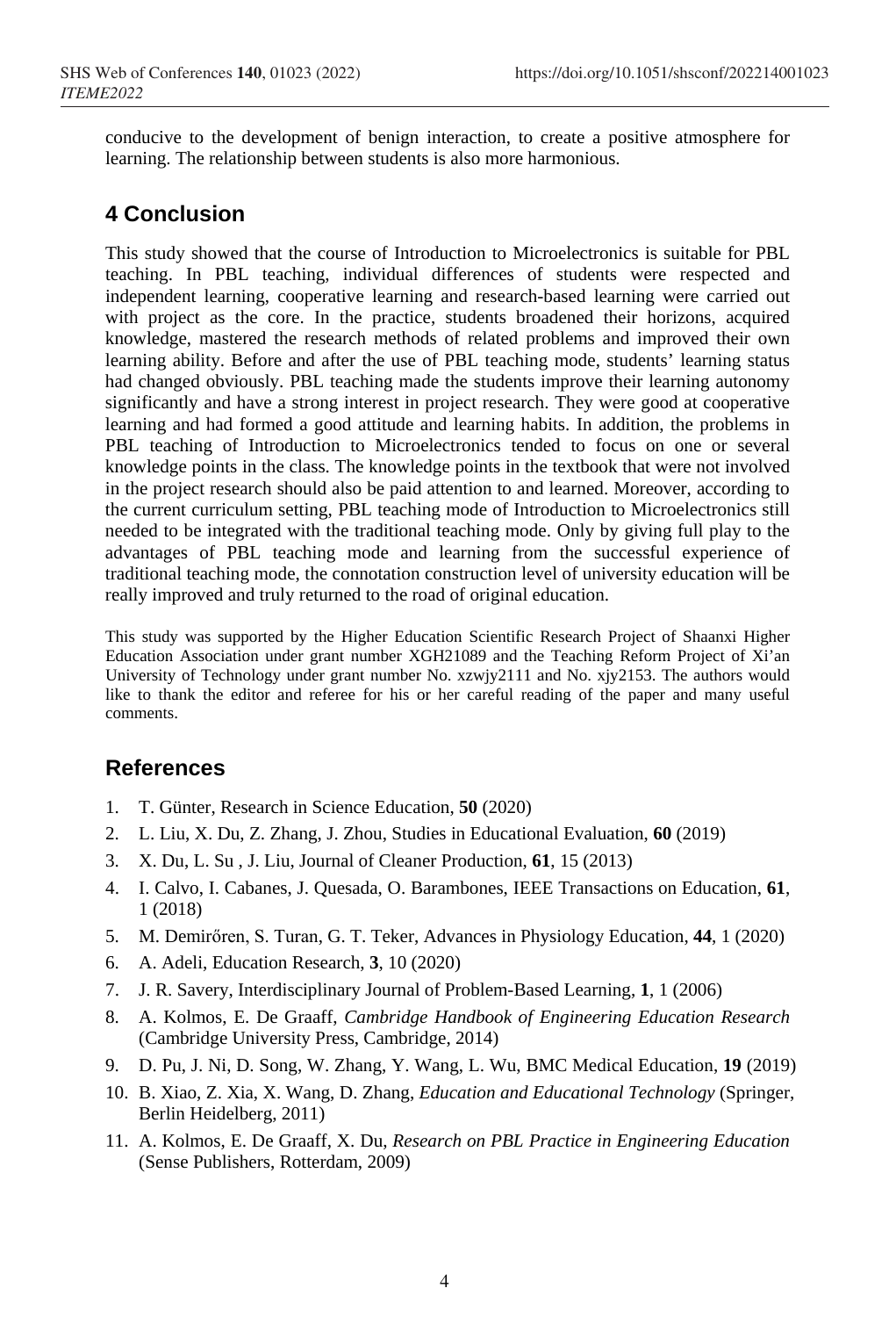conducive to the development of benign interaction, to create a positive atmosphere for learning. The relationship between students is also more harmonious.

## 4 Conclusion

This study showed that the course of Introduction to Microelectronics is suitable for PBL teaching. In PBL teaching, individual differences of students were respected and independent learning, cooperative learning and research-based learning were carried out with project as the core. In the practice, students broadened their horizons, acquired knowledge, mastered the research methods of related problems and improved their own learning ability. Before and after the use of PBL teaching mode, students' learning status had changed obviously. PBL teaching made the students improve their learning autonomy significantly and have a strong interest in project research. They were good at cooperative learning and had formed a good attitude and learning habits. In addition, the problems in PBL teaching of Introduction to Microelectronics tended to focus on one or several knowledge points in the class. The knowledge points in the textbook that were not involved in the project research should also be paid attention to and learned. Moreover, according to the current curriculum setting, PBL teaching mode of Introduction to Microelectronics still needed to be integrated with the traditional teaching mode. Only by giving full play to the advantages of PBL teaching mode and learning from the successful experience of traditional teaching mode, the connotation construction level of university education will be really improved and truly returned to the road of original education.

This study was supported by the Higher Education Scientific Research Project of Shaanxi Higher Education Association under grant number XGH21089 and the Teaching Reform Project of Xi'an University of Technology under grant number No. xzwjy2111 and No. xjy2153. The authors would like to thank the editor and referee for his or her careful reading of the paper and many useful comments.

## References

1. T. Günter, Research in Science Education, **50** (2020)
2. L. Liu, X. Du, Z. Zhang, J. Zhou, Studies in Educational Evaluation, **60** (2019)
3. X. Du, L. Su , J. Liu, Journal of Cleaner Production, **61**, 15 (2013)
4. I. Calvo, I. Cabanes, J. Quesada, O. Barambones, IEEE Transactions on Education, **61**, 1 (2018)
5. M. Demirőren, S. Turan, G. T. Teker, Advances in Physiology Education, **44**, 1 (2020)
6. A. Adeli, Education Research, **3**, 10 (2020)
7. J. R. Savery, Interdisciplinary Journal of Problem-Based Learning, **1**, 1 (2006)
8. A. Kolmos, E. De Graaff, *Cambridge Handbook of Engineering Education Research* (Cambridge University Press, Cambridge, 2014)
9. D. Pu, J. Ni, D. Song, W. Zhang, Y. Wang, L. Wu, BMC Medical Education, **19** (2019)
10. B. Xiao, Z. Xia, X. Wang, D. Zhang, *Education and Educational Technology* (Springer, Berlin Heidelberg, 2011)
11. A. Kolmos, E. De Graaff, X. Du, *Research on PBL Practice in Engineering Education* (Sense Publishers, Rotterdam, 2009)